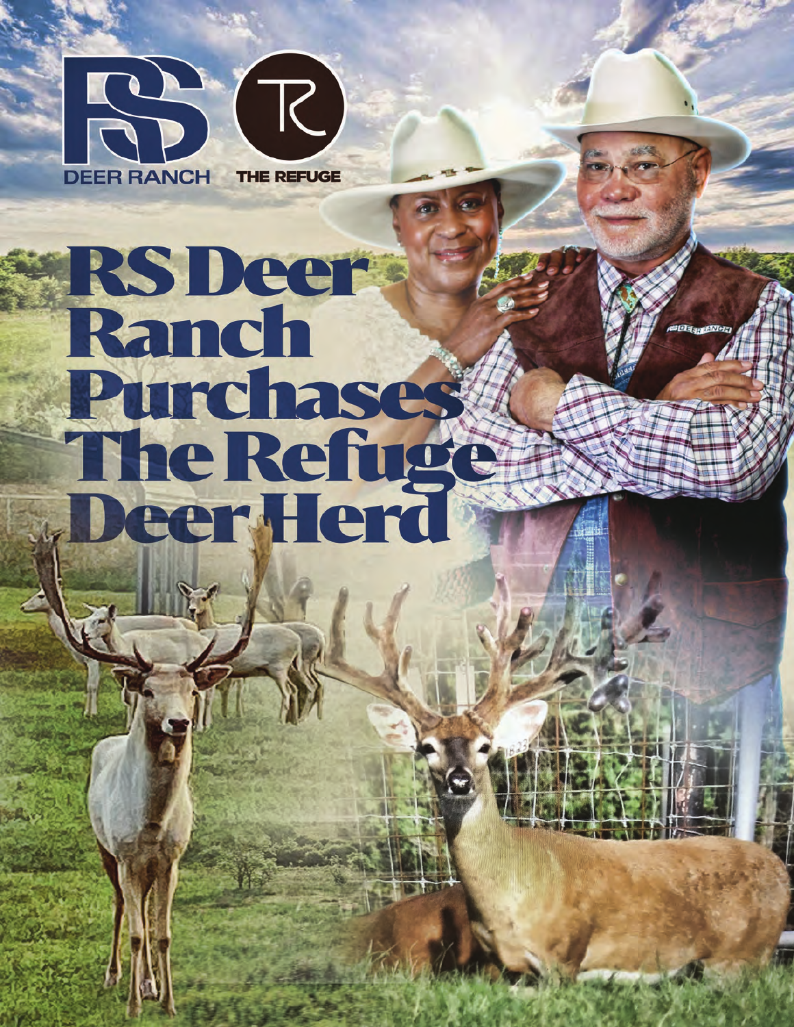DEER RANCH

THE REFUGE

# RS Deer Ranch Purchases The Refuge Deer Herd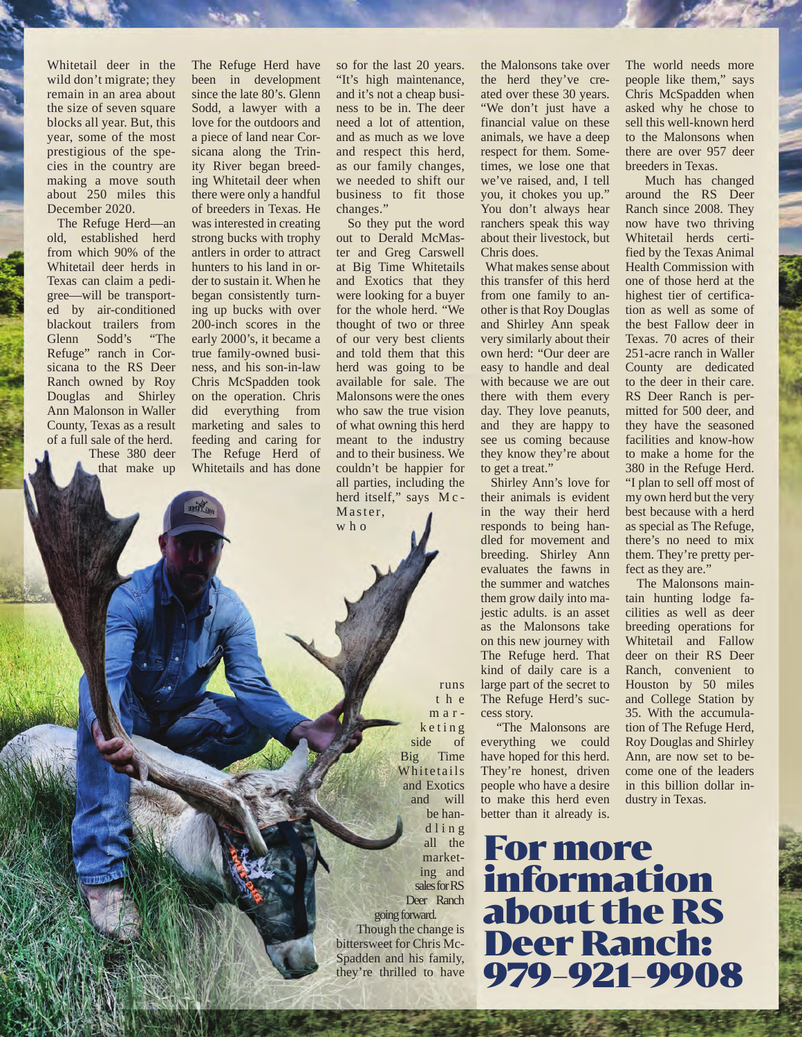Whitetail deer in the wild don't migrate; they remain in an area about the size of seven square blocks all year. But, this year, some of the most prestigious of the species in the country are making a move south about 250 miles this December 2020.

The Refuge Herd—an old, established herd from which 90% of the Whitetail deer herds in Texas can claim a pedigree—will be transported by air-conditioned blackout trailers from Glenn Sodd's "The Refuge" ranch in Corsicana to the RS Deer Ranch owned by Roy Douglas and Shirley Ann Malonson in Waller County, Texas as a result of a full sale of the herd.

These 380 deer that make up The Refuge Herd have been in development since the late 80's. Glenn Sodd, a lawyer with a love for the outdoors and a piece of land near Corsicana along the Trinity River began breeding Whitetail deer when there were only a handful of breeders in Texas. He was interested in creating strong bucks with trophy antlers in order to attract hunters to his land in order to sustain it. When he began consistently turning up bucks with over 200-inch scores in the early 2000's, it became a true family-owned business, and his son-in-law Chris McSpadden took on the operation. Chris did everything from marketing and sales to feeding and caring for The Refuge Herd of Whitetails and has done so for the last 20 years. "It's high maintenance, and it's not a cheap business to be in. The deer need a lot of attention, and as much as we love and respect this herd, as our family changes, we needed to shift our business to fit those changes."

So they put the word out to Derald McMaster and Greg Carswell at Big Time Whitetails and Exotics that they were looking for a buyer for the whole herd. "We thought of two or three of our very best clients and told them that this herd was going to be available for sale. The Malonsons were the ones who saw the true vision of what owning this herd meant to the industry and to their business. We couldn't be happier for all parties, including the herd itself," says McMaster, who runs the marketing side of Big Time Whitetails and Exotics and will be handling all the marketing and sales for RS Deer Ranch going forward.

Though the change is bittersweet for Chris McSpadden and his family, they're thrilled to have the Malonsons take over the herd they've created over these 30 years. "We don't just have a financial value on these animals, we have a deep respect for them. Sometimes, we lose one that we've raised, and, I tell you, it chokes you up." You don't always hear ranchers speak this way about their livestock, but Chris does.

What makes sense about this transfer of this herd from one family to another is that Roy Douglas and Shirley Ann speak very similarly about their own herd: "Our deer are easy to handle and deal with because we are out there with them every day. They love peanuts, and they are happy to see us coming because they know they're about to get a treat."

Shirley Ann's love for their animals is evident in the way their herd responds to being handled for movement and breeding. Shirley Ann evaluates the fawns in the summer and watches them grow daily into majestic adults. is an asset as the Malonsons take on this new journey with The Refuge herd. That kind of daily care is a large part of the secret to The Refuge Herd's success story.

"The Malonsons are everything we could have hoped for this herd. They're honest, driven people who have a desire to make this herd even better than it already is. The world needs more people like them," says Chris McSpadden when asked why he chose to sell this well-known herd to the Malonsons when there are over 957 deer breeders in Texas.

Much has changed around the RS Deer Ranch since 2008. They now have two thriving Whitetail herds certified by the Texas Animal Health Commission with one of those herd at the highest tier of certification as well as some of the best Fallow deer in Texas. 70 acres of their 251-acre ranch in Waller County are dedicated to the deer in their care. RS Deer Ranch is permitted for 500 deer, and they have the seasoned facilities and know-how to make a home for the 380 in the Refuge Herd. "I plan to sell off most of my own herd but the very best because with a herd as special as The Refuge, there's no need to mix them. They're pretty perfect as they are."

The Malonsons maintain hunting lodge facilities as well as deer breeding operations for Whitetail and Fallow deer on their RS Deer Ranch, convenient to Houston by 50 miles and College Station by 35. With the accumulation of The Refuge Herd, Roy Douglas and Shirley Ann, are now set to become one of the leaders in this billion dollar industry in Texas.

# For more information about the RS Deer Ranch: 979-921-9908